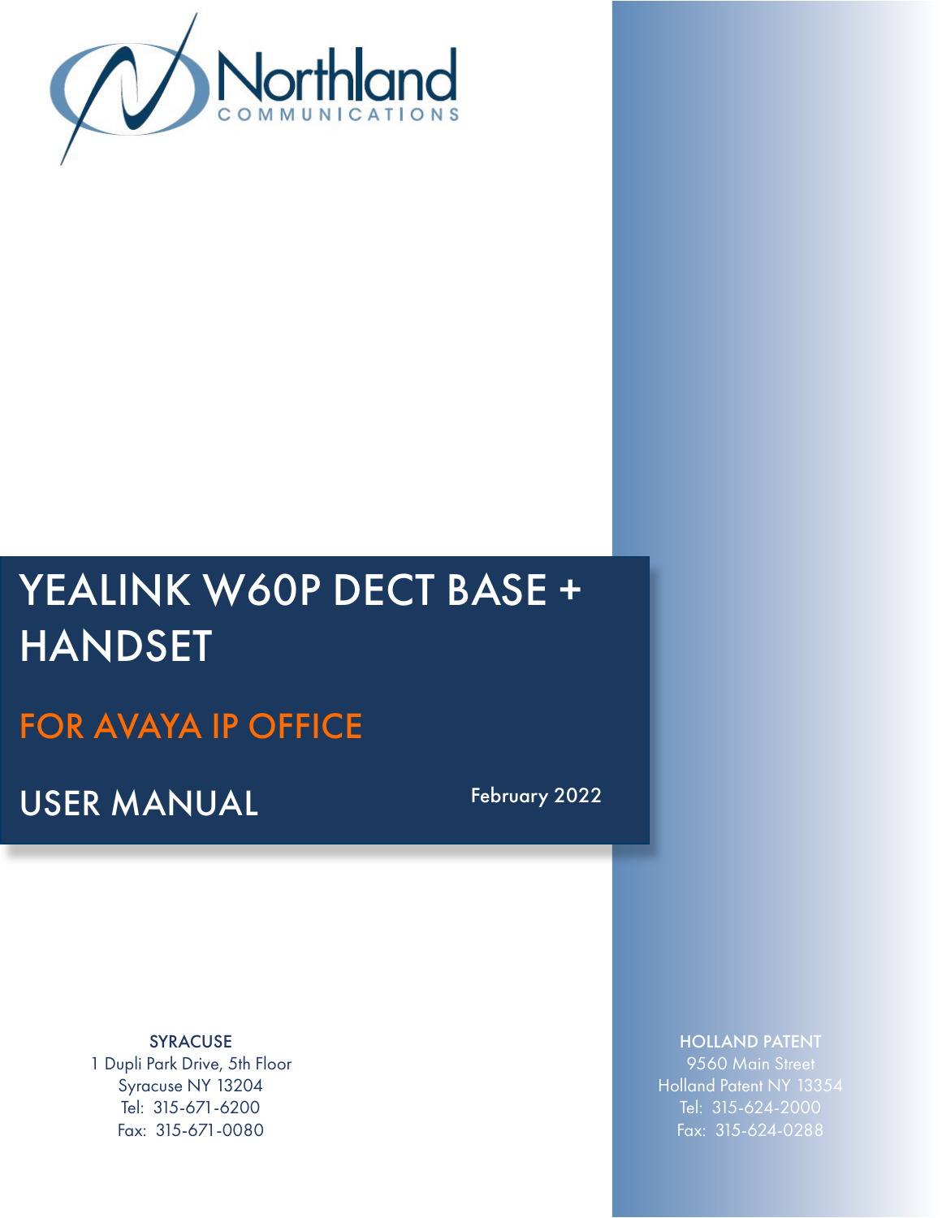Northland
COMMUNICATIONS

# YEALINK W60P DECT BASE + HANDSET

## FOR AVAYA IP OFFICE

## USER MANUAL

February 2022

**SYRACUSE**
1 Dupli Park Drive, 5th Floor
Syracuse NY 13204
Tel: 315-671-6200
Fax: 315-671-0080

**HOLLAND PATENT**
9560 Main Street
Holland Patent NY 13354
Tel: 315-624-2000
Fax: 315-624-0288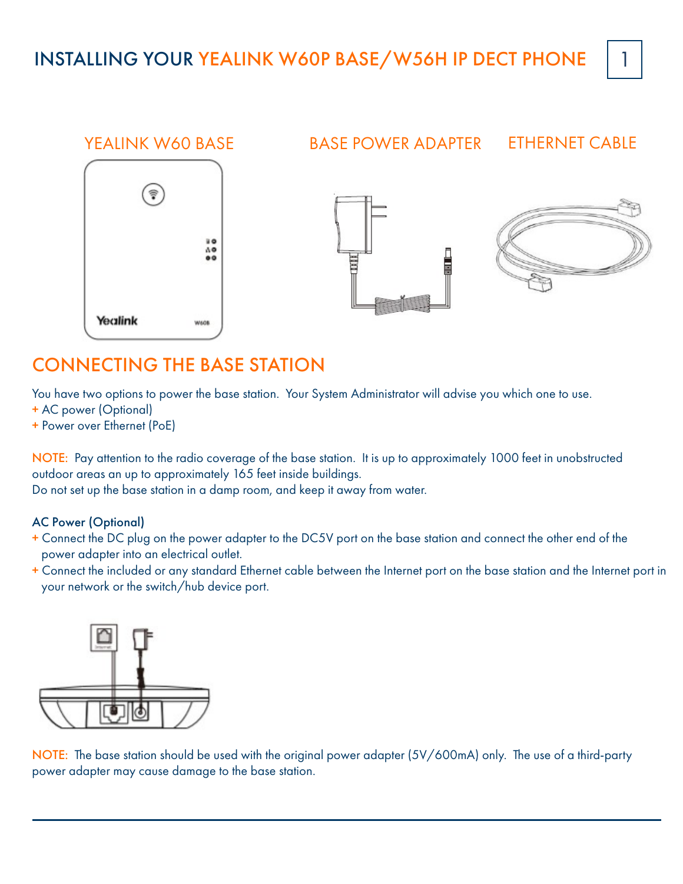# INSTALLING YOUR YEALINK W60P BASE/W56H IP DECT PHONE

YEALINK W60 BASE

BASE POWER ADAPTER

ETHERNET CABLE

## CONNECTING THE BASE STATION

You have two options to power the base station. Your System Administrator will advise you which one to use.

+ AC power (Optional)
+ Power over Ethernet (PoE)

NOTE: Pay attention to the radio coverage of the base station. It is up to approximately 1000 feet in unobstructed outdoor areas an up to approximately 165 feet inside buildings.
Do not set up the base station in a damp room, and keep it away from water.

### AC Power (Optional)

+ Connect the DC plug on the power adapter to the DC5V port on the base station and connect the other end of the power adapter into an electrical outlet.
+ Connect the included or any standard Ethernet cable between the Internet port on the base station and the Internet port in your network or the switch/hub device port.

NOTE: The base station should be used with the original power adapter (5V/600mA) only. The use of a third-party power adapter may cause damage to the base station.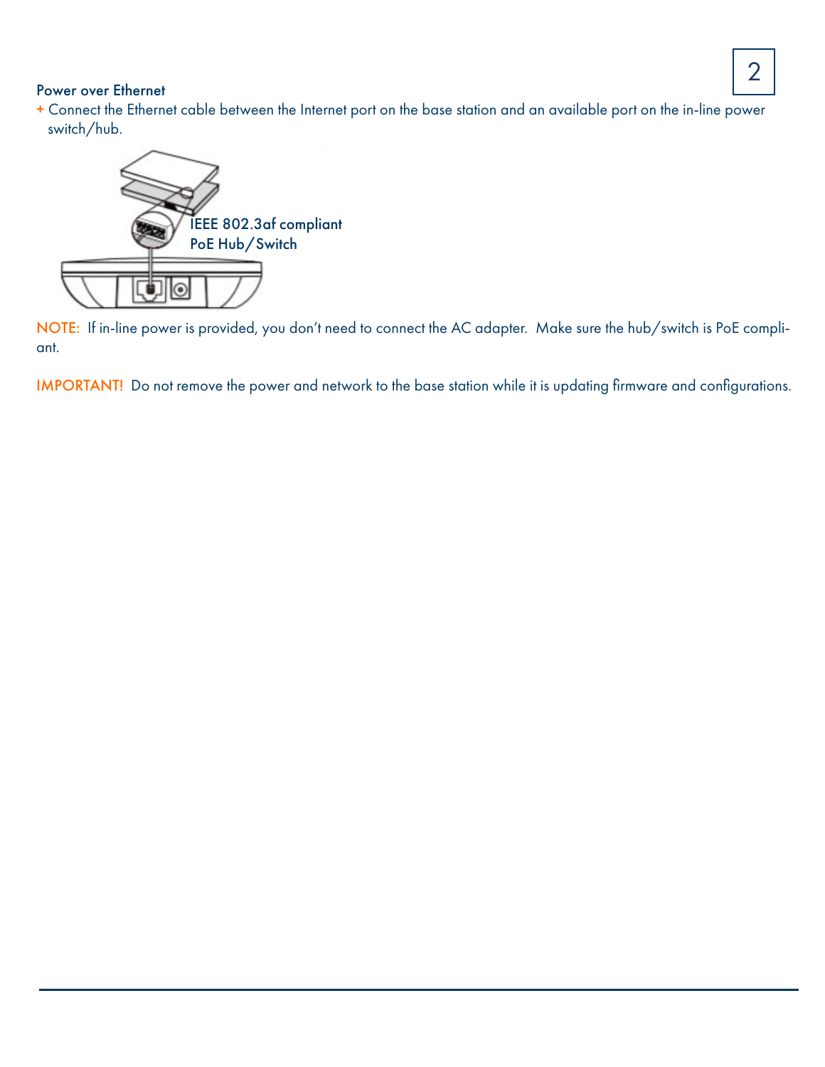### Power over Ethernet

+ Connect the Ethernet cable between the Internet port on the base station and an available port on the in-line power switch/hub.

IEEE 802.3af compliant
PoE Hub/Switch

NOTE: If in-line power is provided, you don't need to connect the AC adapter. Make sure the hub/switch is PoE compliant.

IMPORTANT! Do not remove the power and network to the base station while it is updating firmware and configurations.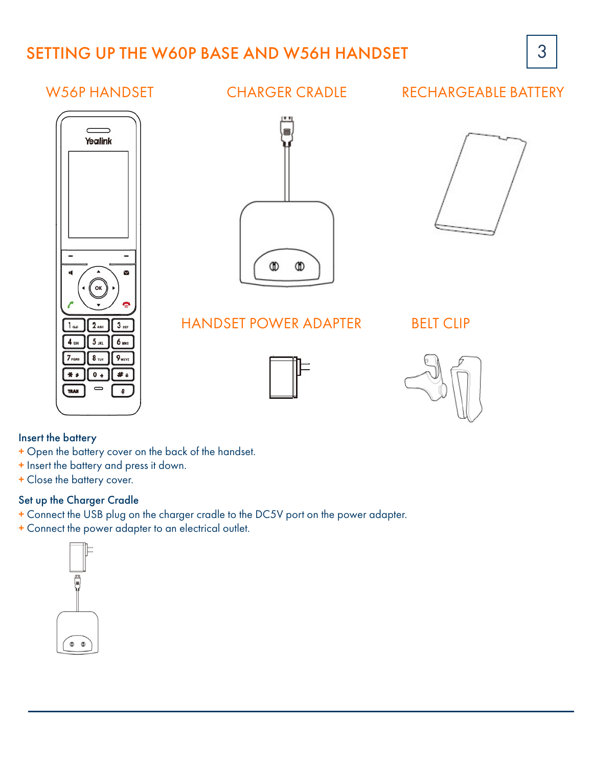# SETTING UP THE W60P BASE AND W56H HANDSET

## W56P HANDSET

## CHARGER CRADLE

## RECHARGEABLE BATTERY

## HANDSET POWER ADAPTER

## BELT CLIP

### Insert the battery

+ Open the battery cover on the back of the handset.
+ Insert the battery and press it down.
+ Close the battery cover.

### Set up the Charger Cradle

+ Connect the USB plug on the charger cradle to the DC5V port on the power adapter.
+ Connect the power adapter to an electrical outlet.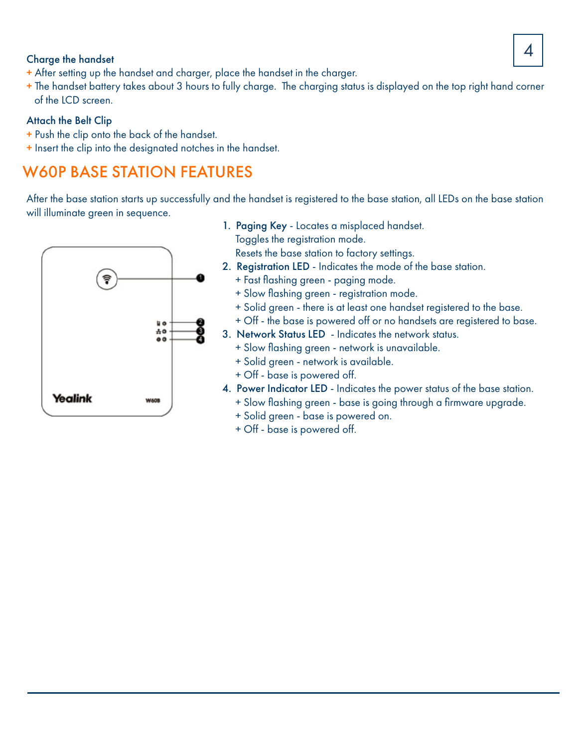### Charge the handset

+ After setting up the handset and charger, place the handset in the charger.
+ The handset battery takes about 3 hours to fully charge. The charging status is displayed on the top right hand corner of the LCD screen.

### Attach the Belt Clip

+ Push the clip onto the back of the handset.
+ Insert the clip into the designated notches in the handset.

## W60P BASE STATION FEATURES

After the base station starts up successfully and the handset is registered to the base station, all LEDs on the base station will illuminate green in sequence.

1. **Paging Key** - Locates a misplaced handset.
   Toggles the registration mode.
   Resets the base station to factory settings.
2. **Registration LED** - Indicates the mode of the base station.
   + Fast flashing green - paging mode.
   + Slow flashing green - registration mode.
   + Solid green - there is at least one handset registered to the base.
   + Off - the base is powered off or no handsets are registered to base.
3. **Network Status LED** - Indicates the network status.
   + Slow flashing green - network is unavailable.
   + Solid green - network is available.
   + Off - base is powered off.
4. **Power Indicator LED** - Indicates the power status of the base station.
   + Slow flashing green - base is going through a firmware upgrade.
   + Solid green - base is powered on.
   + Off - base is powered off.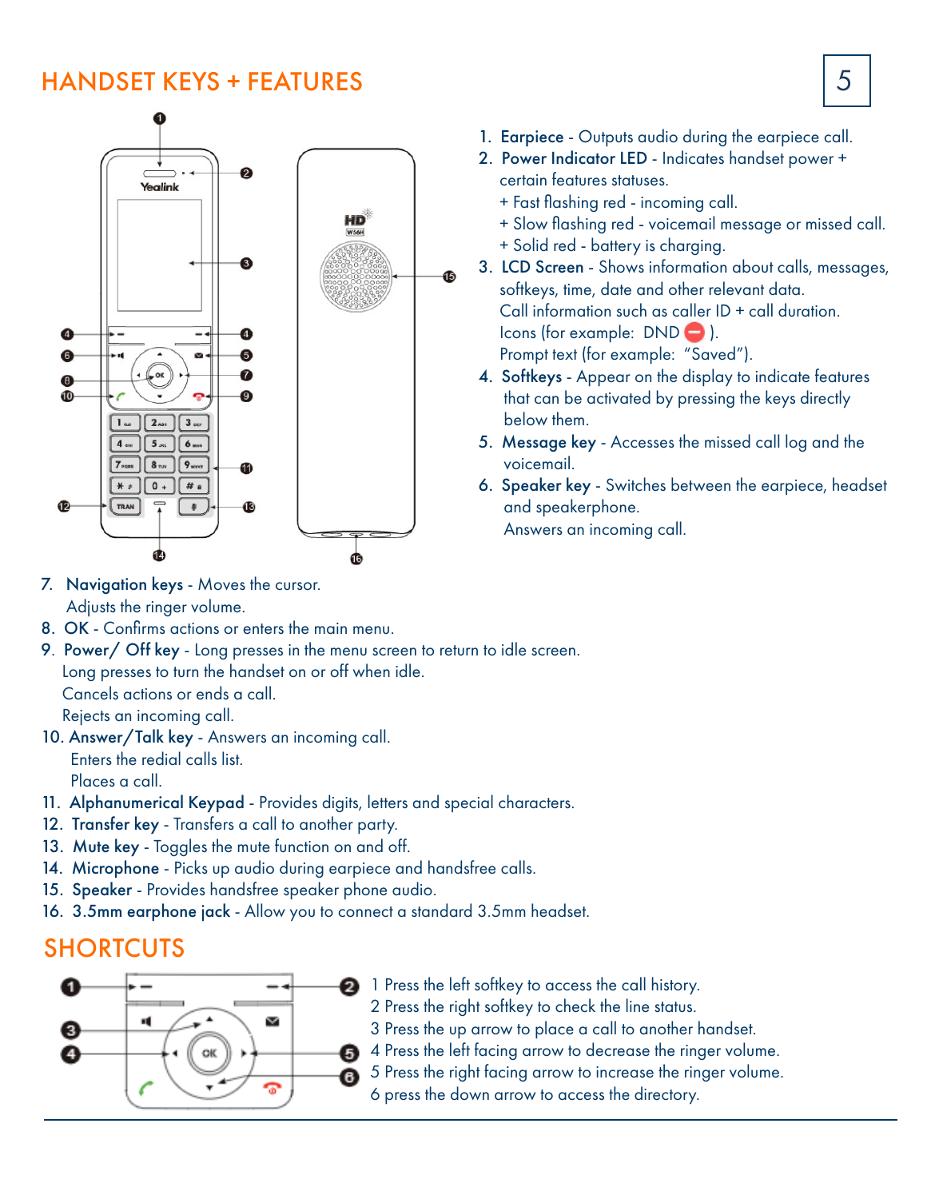## HANDSET KEYS + FEATURES

1. **Earpiece** - Outputs audio during the earpiece call.
2. **Power Indicator LED** - Indicates handset power + certain features statuses.
   + Fast flashing red - incoming call.
   + Slow flashing red - voicemail message or missed call.
   + Solid red - battery is charging.
3. **LCD Screen** - Shows information about calls, messages, softkeys, time, date and other relevant data.
   Call information such as caller ID + call duration.
   Icons (for example: DND ⛔ ).
   Prompt text (for example: "Saved").
4. **Softkeys** - Appear on the display to indicate features that can be activated by pressing the keys directly below them.
5. **Message key** - Accesses the missed call log and the voicemail.
6. **Speaker key** - Switches between the earpiece, headset and speakerphone.
   Answers an incoming call.
7. **Navigation keys** - Moves the cursor.
   Adjusts the ringer volume.
8. **OK** - Confirms actions or enters the main menu.
9. **Power/ Off key** - Long presses in the menu screen to return to idle screen.
   Long presses to turn the handset on or off when idle.
   Cancels actions or ends a call.
   Rejects an incoming call.
10. **Answer/Talk key** - Answers an incoming call.
    Enters the redial calls list.
    Places a call.
11. **Alphanumerical Keypad** - Provides digits, letters and special characters.
12. **Transfer key** - Transfers a call to another party.
13. **Mute key** - Toggles the mute function on and off.
14. **Microphone** - Picks up audio during earpiece and handsfree calls.
15. **Speaker** - Provides handsfree speaker phone audio.
16. **3.5mm earphone jack** - Allow you to connect a standard 3.5mm headset.

## SHORTCUTS

1 Press the left softkey to access the call history.
2 Press the right softkey to check the line status.
3 Press the up arrow to place a call to another handset.
4 Press the left facing arrow to decrease the ringer volume.
5 Press the right facing arrow to increase the ringer volume.
6 press the down arrow to access the directory.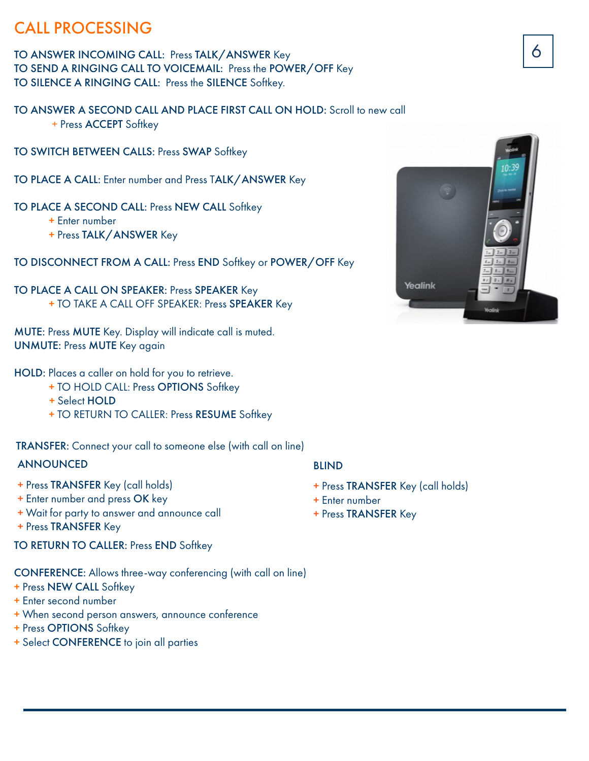# CALL PROCESSING

**TO ANSWER INCOMING CALL:** Press **TALK/ANSWER** Key
**TO SEND A RINGING CALL TO VOICEMAIL:** Press the **POWER/OFF** Key
**TO SILENCE A RINGING CALL:** Press the **SILENCE** Softkey.

**TO ANSWER A SECOND CALL AND PLACE FIRST CALL ON HOLD:** Scroll to new call
+ Press **ACCEPT** Softkey

**TO SWITCH BETWEEN CALLS:** Press **SWAP** Softkey

**TO PLACE A CALL:** Enter number and Press **TALK/ANSWER** Key

**TO PLACE A SECOND CALL:** Press **NEW CALL** Softkey
+ Enter number
+ Press **TALK/ANSWER** Key

**TO DISCONNECT FROM A CALL:** Press **END** Softkey or **POWER/OFF** Key

**TO PLACE A CALL ON SPEAKER:** Press **SPEAKER** Key
+ TO TAKE A CALL OFF SPEAKER: Press **SPEAKER** Key

**MUTE:** Press **MUTE** Key. Display will indicate call is muted.
**UNMUTE:** Press **MUTE** Key again

**HOLD:** Places a caller on hold for you to retrieve.
+ TO HOLD CALL: Press **OPTIONS** Softkey
+ Select **HOLD**
+ TO RETURN TO CALLER: Press **RESUME** Softkey

**TRANSFER:** Connect your call to someone else (with call on line)

**ANNOUNCED**

+ Press **TRANSFER** Key (call holds)
+ Enter number and press **OK** key
+ Wait for party to answer and announce call
+ Press **TRANSFER** Key

**TO RETURN TO CALLER:** Press **END** Softkey

**BLIND**

+ Press **TRANSFER** Key (call holds)
+ Enter number
+ Press **TRANSFER** Key

**CONFERENCE:** Allows three-way conferencing (with call on line)
+ Press **NEW CALL** Softkey
+ Enter second number
+ When second person answers, announce conference
+ Press **OPTIONS** Softkey
+ Select **CONFERENCE** to join all parties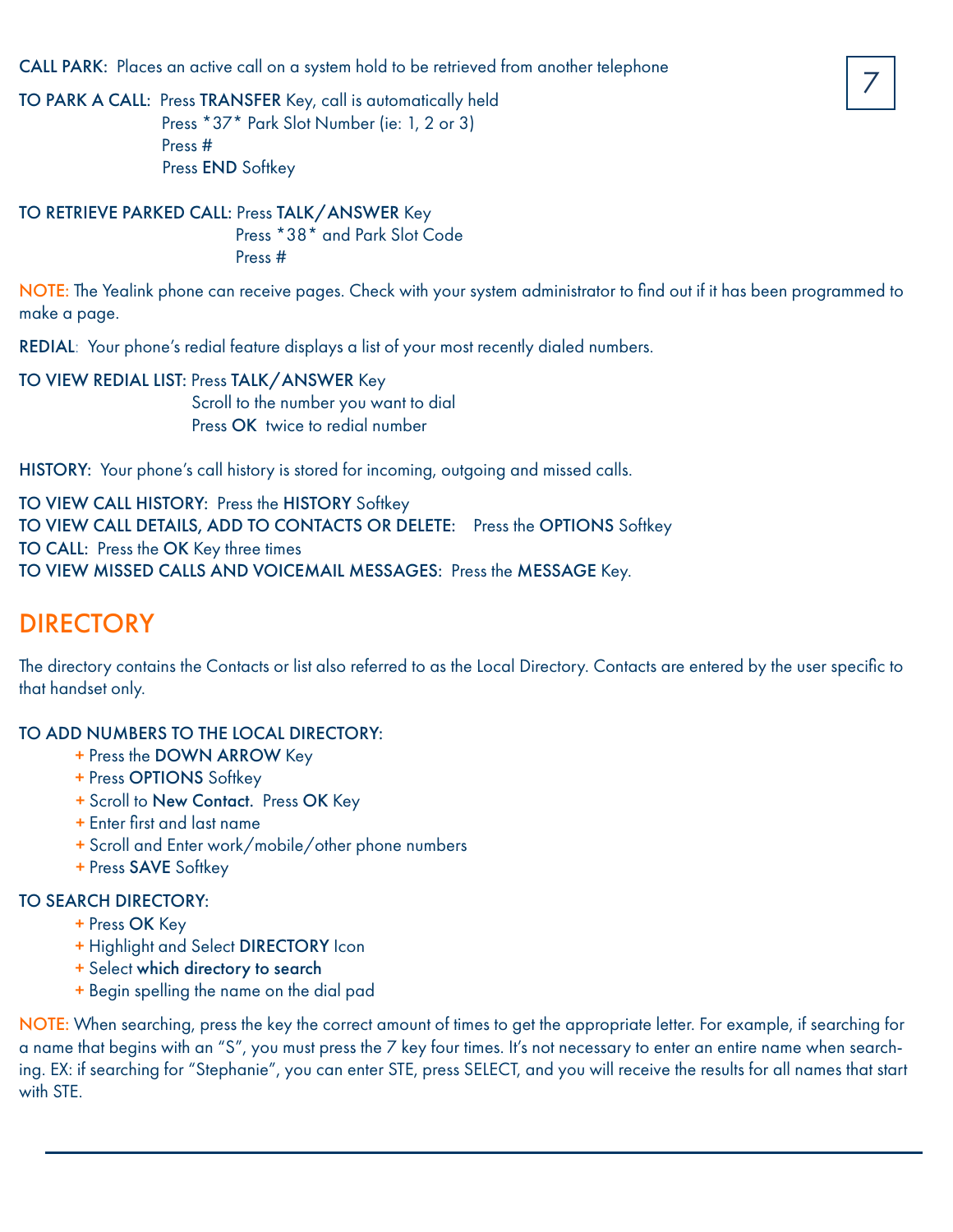**CALL PARK:** Places an active call on a system hold to be retrieved from another telephone

**TO PARK A CALL:** Press **TRANSFER** Key, call is automatically held
Press *37* Park Slot Number (ie: 1, 2 or 3)
Press #
Press **END** Softkey

**TO RETRIEVE PARKED CALL:** Press **TALK/ANSWER** Key
Press *38* and Park Slot Code
Press #

**NOTE:** The Yealink phone can receive pages. Check with your system administrator to find out if it has been programmed to make a page.

**REDIAL**: Your phone's redial feature displays a list of your most recently dialed numbers.

**TO VIEW REDIAL LIST:** Press **TALK/ANSWER** Key
Scroll to the number you want to dial
Press **OK** twice to redial number

**HISTORY:** Your phone's call history is stored for incoming, outgoing and missed calls.

**TO VIEW CALL HISTORY:** Press the **HISTORY** Softkey
**TO VIEW CALL DETAILS, ADD TO CONTACTS OR DELETE:** Press the **OPTIONS** Softkey
**TO CALL:** Press the **OK** Key three times
**TO VIEW MISSED CALLS AND VOICEMAIL MESSAGES:** Press the **MESSAGE** Key.

## DIRECTORY

The directory contains the Contacts or list also referred to as the Local Directory. Contacts are entered by the user specific to that handset only.

**TO ADD NUMBERS TO THE LOCAL DIRECTORY:**

+ Press the **DOWN ARROW** Key
+ Press **OPTIONS** Softkey
+ Scroll to **New Contact**. Press **OK** Key
+ Enter first and last name
+ Scroll and Enter work/mobile/other phone numbers
+ Press **SAVE** Softkey

**TO SEARCH DIRECTORY:**

+ Press **OK** Key
+ Highlight and Select **DIRECTORY** Icon
+ Select **which directory to search**
+ Begin spelling the name on the dial pad

**NOTE:** When searching, press the key the correct amount of times to get the appropriate letter. For example, if searching for a name that begins with an "S", you must press the 7 key four times. It's not necessary to enter an entire name when searching. EX: if searching for "Stephanie", you can enter STE, press SELECT, and you will receive the results for all names that start with STE.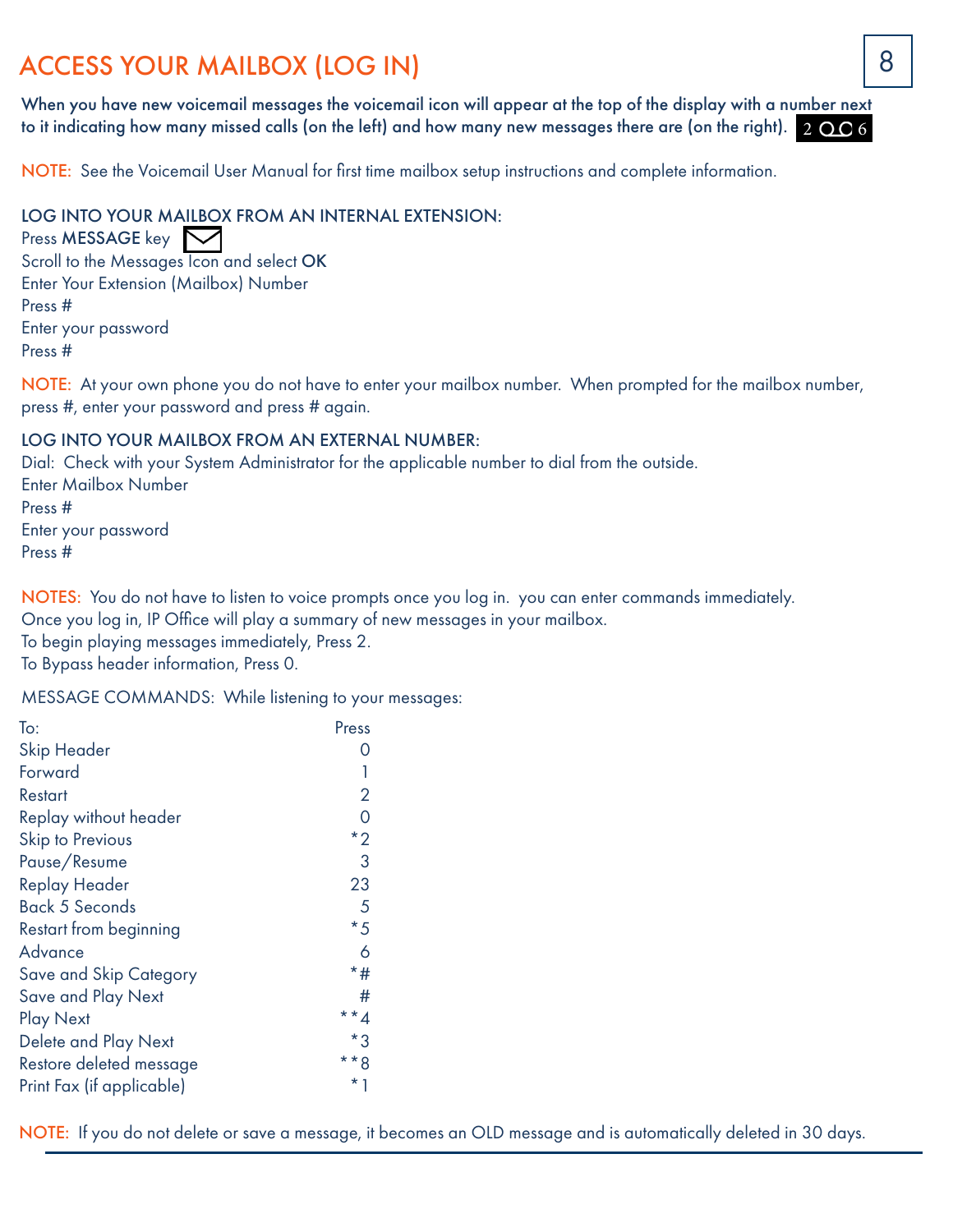# ACCESS YOUR MAILBOX (LOG IN)

When you have new voicemail messages the voicemail icon will appear at the top of the display with a number next to it indicating how many missed calls (on the left) and how many new messages there are (on the right). 2 OO 6

NOTE: See the Voicemail User Manual for first time mailbox setup instructions and complete information.

## LOG INTO YOUR MAILBOX FROM AN INTERNAL EXTENSION:

Press **MESSAGE** key  
Scroll to the Messages Icon and select **OK**  
Enter Your Extension (Mailbox) Number  
Press #  
Enter your password  
Press #

NOTE: At your own phone you do not have to enter your mailbox number. When prompted for the mailbox number, press #, enter your password and press # again.

## LOG INTO YOUR MAILBOX FROM AN EXTERNAL NUMBER:

Dial: Check with your System Administrator for the applicable number to dial from the outside.  
Enter Mailbox Number  
Press #  
Enter your password  
Press #

NOTES: You do not have to listen to voice prompts once you log in. you can enter commands immediately.  
Once you log in, IP Office will play a summary of new messages in your mailbox.  
To begin playing messages immediately, Press 2.  
To Bypass header information, Press 0.

MESSAGE COMMANDS: While listening to your messages:

| To: | Press |
|---|---|
| Skip Header | 0 |
| Forward | 1 |
| Restart | 2 |
| Replay without header | 0 |
| Skip to Previous | *2 |
| Pause/Resume | 3 |
| Replay Header | 23 |
| Back 5 Seconds | 5 |
| Restart from beginning | *5 |
| Advance | 6 |
| Save and Skip Category | *# |
| Save and Play Next | # |
| Play Next | **4 |
| Delete and Play Next | *3 |
| Restore deleted message | **8 |
| Print Fax (if applicable) | *1 |

NOTE: If you do not delete or save a message, it becomes an OLD message and is automatically deleted in 30 days.